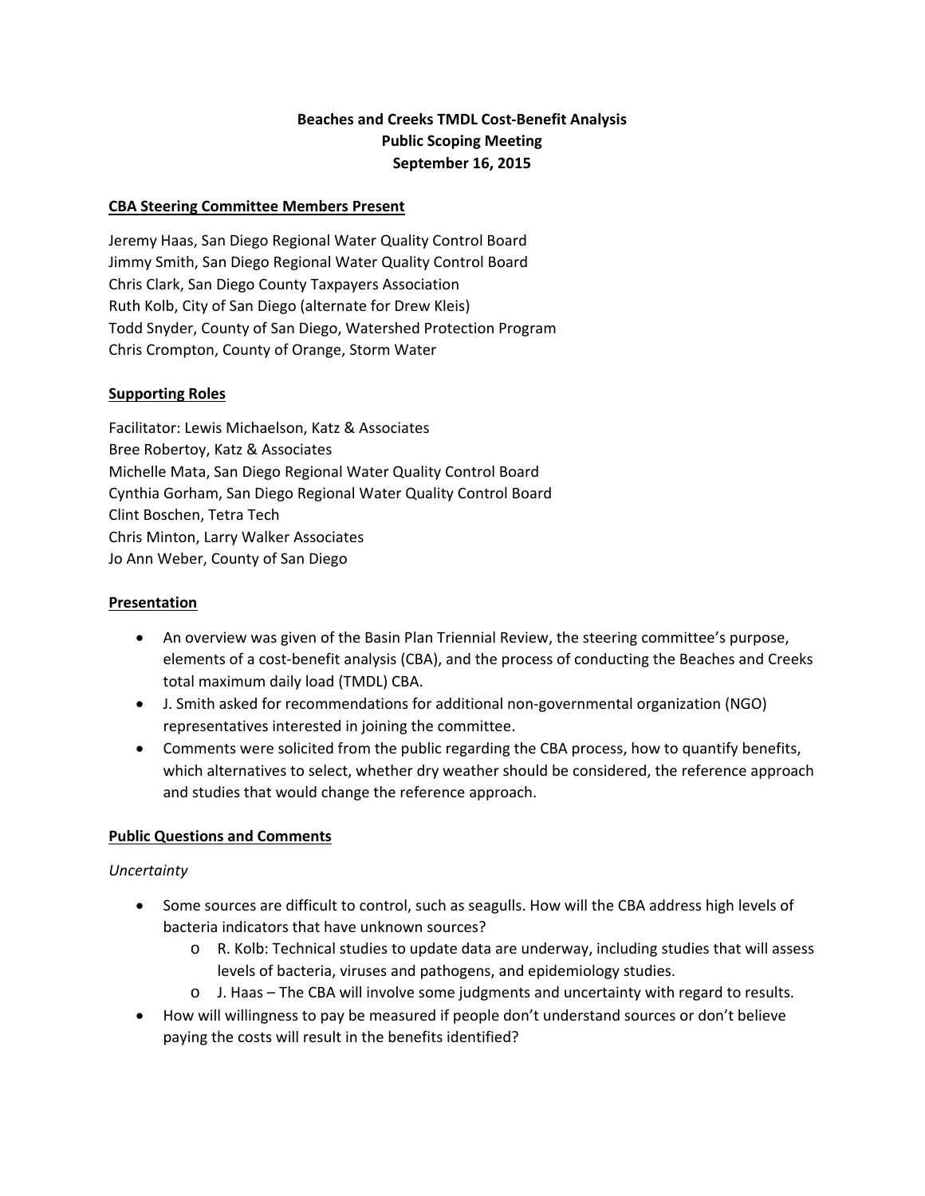**Beaches and Creeks TMDL Cost-Benefit Analysis**
**Public Scoping Meeting**
**September 16, 2015**

**CBA Steering Committee Members Present**

Jeremy Haas, San Diego Regional Water Quality Control Board
Jimmy Smith, San Diego Regional Water Quality Control Board
Chris Clark, San Diego County Taxpayers Association
Ruth Kolb, City of San Diego (alternate for Drew Kleis)
Todd Snyder, County of San Diego, Watershed Protection Program
Chris Crompton, County of Orange, Storm Water

**Supporting Roles**

Facilitator: Lewis Michaelson, Katz & Associates
Bree Robertoy, Katz & Associates
Michelle Mata, San Diego Regional Water Quality Control Board
Cynthia Gorham, San Diego Regional Water Quality Control Board
Clint Boschen, Tetra Tech
Chris Minton, Larry Walker Associates
Jo Ann Weber, County of San Diego

**Presentation**

- An overview was given of the Basin Plan Triennial Review, the steering committee's purpose, elements of a cost-benefit analysis (CBA), and the process of conducting the Beaches and Creeks total maximum daily load (TMDL) CBA.
- J. Smith asked for recommendations for additional non-governmental organization (NGO) representatives interested in joining the committee.
- Comments were solicited from the public regarding the CBA process, how to quantify benefits, which alternatives to select, whether dry weather should be considered, the reference approach and studies that would change the reference approach.

**Public Questions and Comments**

*Uncertainty*

- Some sources are difficult to control, such as seagulls. How will the CBA address high levels of bacteria indicators that have unknown sources?
    - R. Kolb: Technical studies to update data are underway, including studies that will assess levels of bacteria, viruses and pathogens, and epidemiology studies.
    - J. Haas – The CBA will involve some judgments and uncertainty with regard to results.
- How will willingness to pay be measured if people don't understand sources or don't believe paying the costs will result in the benefits identified?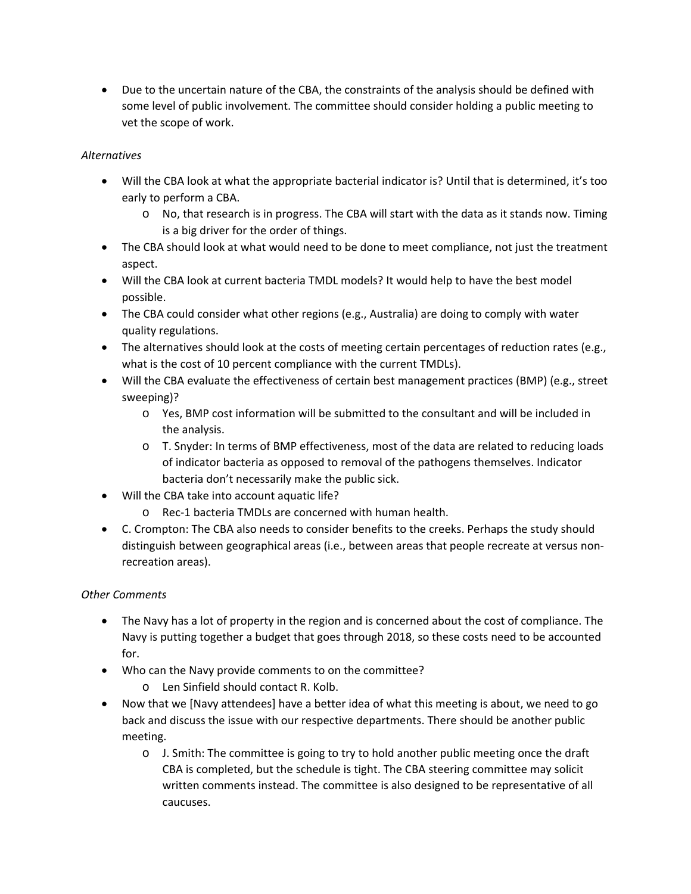- Due to the uncertain nature of the CBA, the constraints of the analysis should be defined with some level of public involvement. The committee should consider holding a public meeting to vet the scope of work.

*Alternatives*

- Will the CBA look at what the appropriate bacterial indicator is? Until that is determined, it's too early to perform a CBA.
  - No, that research is in progress. The CBA will start with the data as it stands now. Timing is a big driver for the order of things.
- The CBA should look at what would need to be done to meet compliance, not just the treatment aspect.
- Will the CBA look at current bacteria TMDL models? It would help to have the best model possible.
- The CBA could consider what other regions (e.g., Australia) are doing to comply with water quality regulations.
- The alternatives should look at the costs of meeting certain percentages of reduction rates (e.g., what is the cost of 10 percent compliance with the current TMDLs).
- Will the CBA evaluate the effectiveness of certain best management practices (BMP) (e.g., street sweeping)?
  - Yes, BMP cost information will be submitted to the consultant and will be included in the analysis.
  - T. Snyder: In terms of BMP effectiveness, most of the data are related to reducing loads of indicator bacteria as opposed to removal of the pathogens themselves. Indicator bacteria don't necessarily make the public sick.
- Will the CBA take into account aquatic life?
  - Rec-1 bacteria TMDLs are concerned with human health.
- C. Crompton: The CBA also needs to consider benefits to the creeks. Perhaps the study should distinguish between geographical areas (i.e., between areas that people recreate at versus non-recreation areas).

*Other Comments*

- The Navy has a lot of property in the region and is concerned about the cost of compliance. The Navy is putting together a budget that goes through 2018, so these costs need to be accounted for.
- Who can the Navy provide comments to on the committee?
  - Len Sinfield should contact R. Kolb.
- Now that we [Navy attendees] have a better idea of what this meeting is about, we need to go back and discuss the issue with our respective departments. There should be another public meeting.
  - J. Smith: The committee is going to try to hold another public meeting once the draft CBA is completed, but the schedule is tight. The CBA steering committee may solicit written comments instead. The committee is also designed to be representative of all caucuses.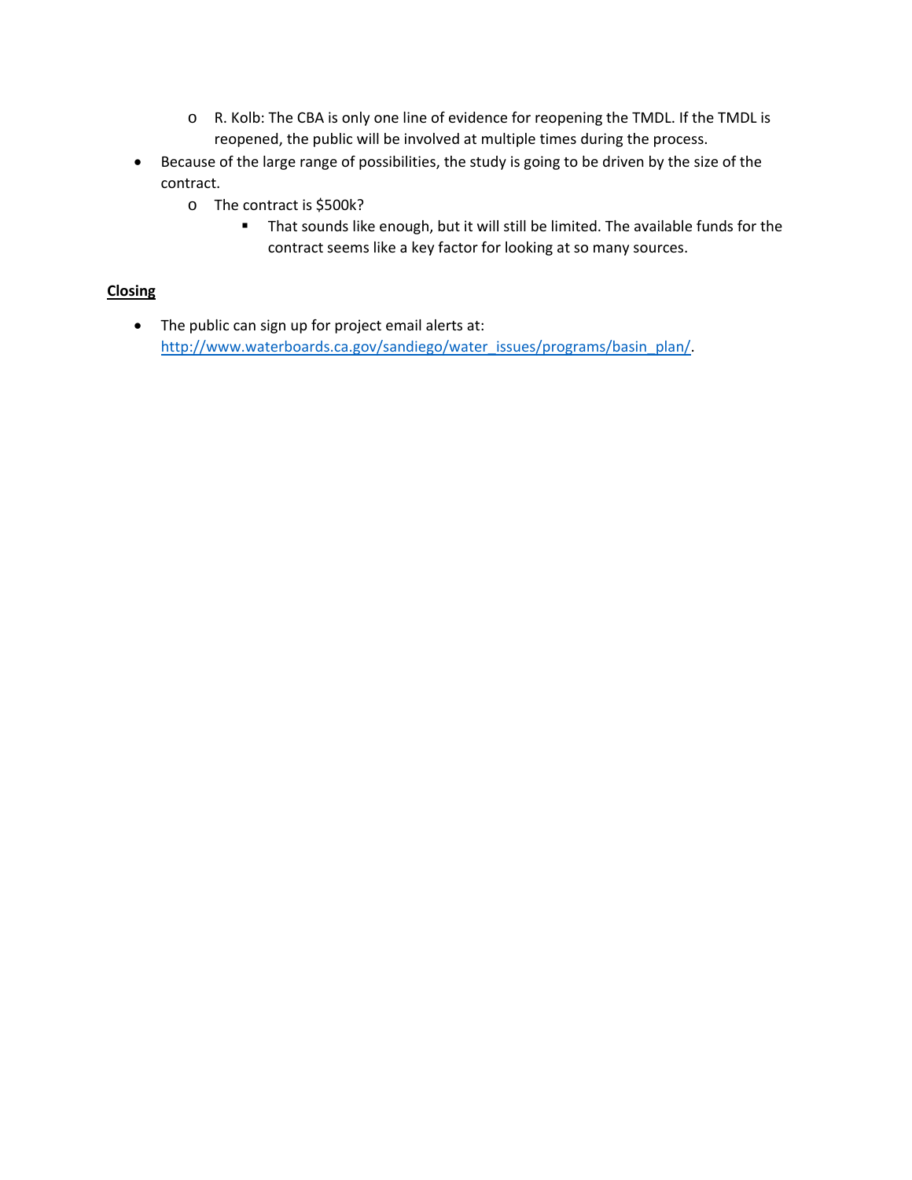- R. Kolb: The CBA is only one line of evidence for reopening the TMDL. If the TMDL is reopened, the public will be involved at multiple times during the process.
- Because of the large range of possibilities, the study is going to be driven by the size of the contract.
    - The contract is $500k?
        - That sounds like enough, but it will still be limited. The available funds for the contract seems like a key factor for looking at so many sources.

**Closing**

- The public can sign up for project email alerts at: [http://www.waterboards.ca.gov/sandiego/water_issues/programs/basin_plan/](http://www.waterboards.ca.gov/sandiego/water_issues/programs/basin_plan/).